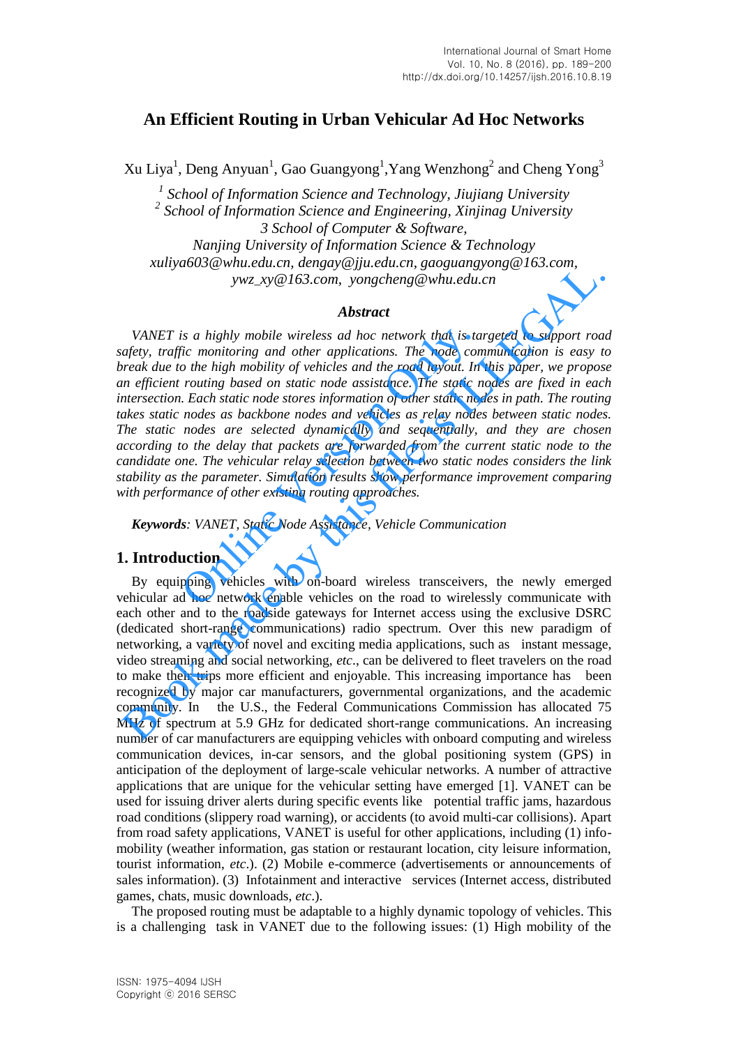# An Efficient Routing in Urban Vehicular Ad Hoc Networks

Xu Liya[1], Deng Anyuan[1], Gao Guangyong[1],Yang Wenzhong[2] and Cheng Yong[3]

*[1] School of Information Science and Technology, Jiujiang University*
*[2] School of Information Science and Engineering, Xinjinag University*
*3 School of Computer & Software,*
*Nanjing University of Information Science & Technology*
*xuliya603@whu.edu.cn, dengay@jju.edu.cn, gaoguangyong@163.com, ywz_xy@163.com, yongcheng@whu.edu.cn*

### *Abstract*

*VANET is a highly mobile wireless ad hoc network that is targeted to support road safety, traffic monitoring and other applications. The node communication is easy to break due to the high mobility of vehicles and the road layout. In this paper, we propose an efficient routing based on static node assistance. The static nodes are fixed in each intersection. Each static node stores information of other static nodes in path. The routing takes static nodes as backbone nodes and vehicles as relay nodes between static nodes. The static nodes are selected dynamically and sequentially, and they are chosen according to the delay that packets are forwarded from the current static node to the candidate one. The vehicular relay selection between two static nodes considers the link stability as the parameter. Simulation results show performance improvement comparing with performance of other existing routing approaches.*

***Keywords**: VANET, Static Node Assistance, Vehicle Communication*

## 1. Introduction

By equipping vehicles with on-board wireless transceivers, the newly emerged vehicular ad hoc network enable vehicles on the road to wirelessly communicate with each other and to the roadside gateways for Internet access using the exclusive DSRC (dedicated short-range communications) radio spectrum. Over this new paradigm of networking, a variety of novel and exciting media applications, such as instant message, video streaming and social networking, *etc*., can be delivered to fleet travelers on the road to make their trips more efficient and enjoyable. This increasing importance has been recognized by major car manufacturers, governmental organizations, and the academic community. In the U.S., the Federal Communications Commission has allocated 75 MHz of spectrum at 5.9 GHz for dedicated short-range communications. An increasing number of car manufacturers are equipping vehicles with onboard computing and wireless communication devices, in-car sensors, and the global positioning system (GPS) in anticipation of the deployment of large-scale vehicular networks. A number of attractive applications that are unique for the vehicular setting have emerged [1]. VANET can be used for issuing driver alerts during specific events like potential traffic jams, hazardous road conditions (slippery road warning), or accidents (to avoid multi-car collisions). Apart from road safety applications, VANET is useful for other applications, including (1) info-mobility (weather information, gas station or restaurant location, city leisure information, tourist information, *etc*.). (2) Mobile e-commerce (advertisements or announcements of sales information). (3) Infotainment and interactive services (Internet access, distributed games, chats, music downloads, *etc*.).

The proposed routing must be adaptable to a highly dynamic topology of vehicles. This is a challenging task in VANET due to the following issues: (1) High mobility of the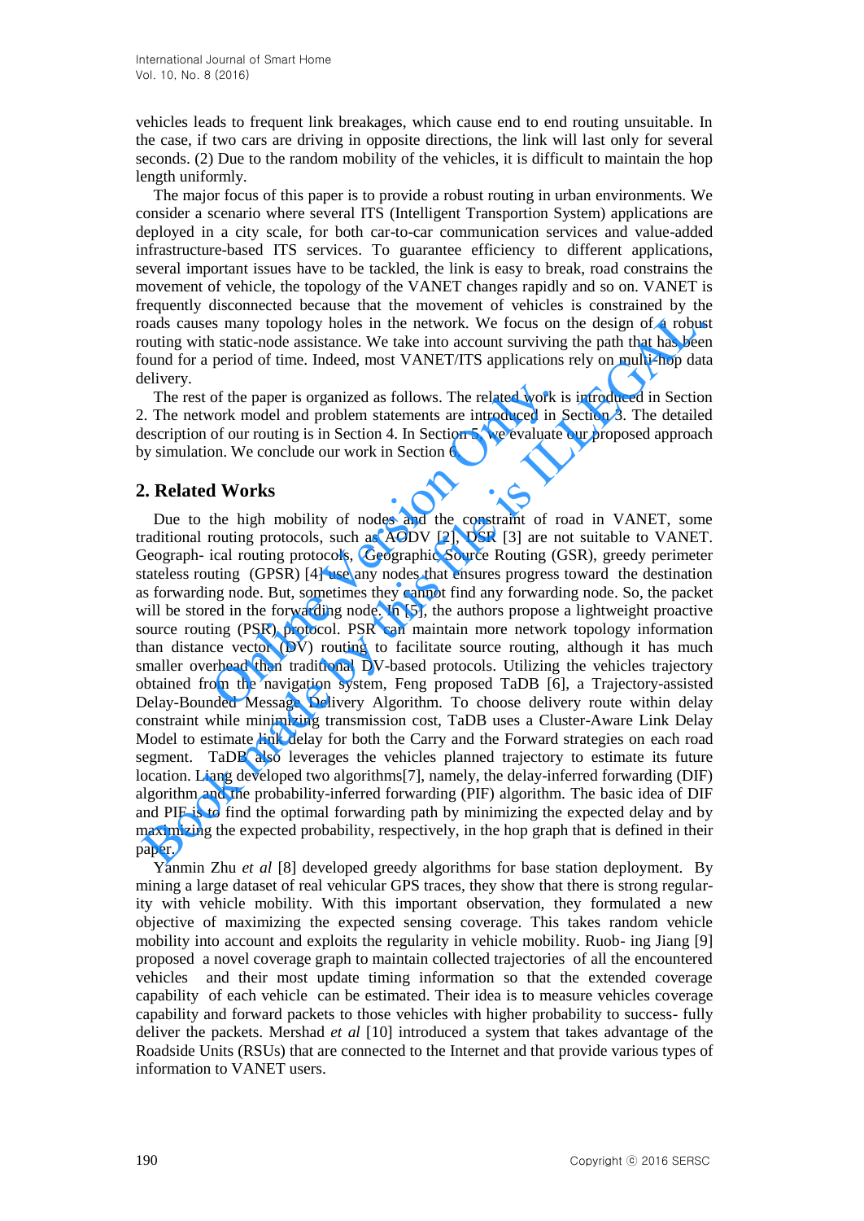vehicles leads to frequent link breakages, which cause end to end routing unsuitable. In the case, if two cars are driving in opposite directions, the link will last only for several seconds. (2) Due to the random mobility of the vehicles, it is difficult to maintain the hop length uniformly.

The major focus of this paper is to provide a robust routing in urban environments. We consider a scenario where several ITS (Intelligent Transportion System) applications are deployed in a city scale, for both car-to-car communication services and value-added infrastructure-based ITS services. To guarantee efficiency to different applications, several important issues have to be tackled, the link is easy to break, road constrains the movement of vehicle, the topology of the VANET changes rapidly and so on. VANET is frequently disconnected because that the movement of vehicles is constrained by the roads causes many topology holes in the network. We focus on the design of a robust routing with static-node assistance. We take into account surviving the path that has been found for a period of time. Indeed, most VANET/ITS applications rely on multi-hop data delivery.

The rest of the paper is organized as follows. The related work is introduced in Section 2. The network model and problem statements are introduced in Section 3. The detailed description of our routing is in Section 4. In Section 5, we evaluate our proposed approach by simulation. We conclude our work in Section 6.

## 2. Related Works

Due to the high mobility of nodes and the constraint of road in VANET, some traditional routing protocols, such as AODV [2], DSR [3] are not suitable to VANET. Geograph- ical routing protocols, Geographic Source Routing (GSR), greedy perimeter stateless routing (GPSR) [4] use any nodes that ensures progress toward the destination as forwarding node. But, sometimes they cannot find any forwarding node. So, the packet will be stored in the forwarding node. In [5], the authors propose a lightweight proactive source routing (PSR) protocol. PSR can maintain more network topology information than distance vector (DV) routing to facilitate source routing, although it has much smaller overhead than traditional DV-based protocols. Utilizing the vehicles trajectory obtained from the navigation system, Feng proposed TaDB [6], a Trajectory-assisted Delay-Bounded Message Delivery Algorithm. To choose delivery route within delay constraint while minimizing transmission cost, TaDB uses a Cluster-Aware Link Delay Model to estimate link delay for both the Carry and the Forward strategies on each road segment. TaDB also leverages the vehicles planned trajectory to estimate its future location. Liang developed two algorithms[7], namely, the delay-inferred forwarding (DIF) algorithm and the probability-inferred forwarding (PIF) algorithm. The basic idea of DIF and PIF is to find the optimal forwarding path by minimizing the expected delay and by maximizing the expected probability, respectively, in the hop graph that is defined in their paper.

Yanmin Zhu *et al* [8] developed greedy algorithms for base station deployment. By mining a large dataset of real vehicular GPS traces, they show that there is strong regular- ity with vehicle mobility. With this important observation, they formulated a new objective of maximizing the expected sensing coverage. This takes random vehicle mobility into account and exploits the regularity in vehicle mobility. Ruob- ing Jiang [9] proposed a novel coverage graph to maintain collected trajectories of all the encountered vehicles and their most update timing information so that the extended coverage capability of each vehicle can be estimated. Their idea is to measure vehicles coverage capability and forward packets to those vehicles with higher probability to success- fully deliver the packets. Mershad *et al* [10] introduced a system that takes advantage of the Roadside Units (RSUs) that are connected to the Internet and that provide various types of information to VANET users.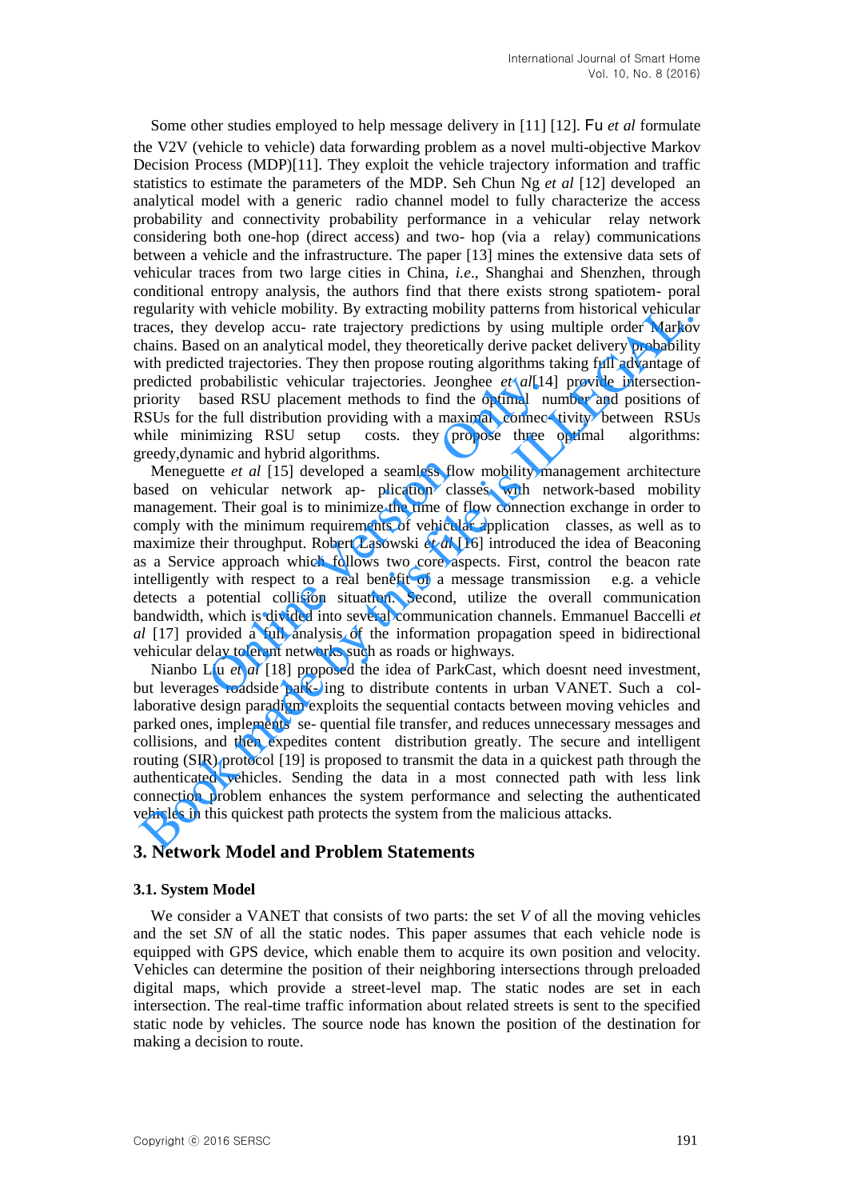Some other studies employed to help message delivery in [11] [12]. Fu *et al* formulate the V2V (vehicle to vehicle) data forwarding problem as a novel multi-objective Markov Decision Process (MDP)[11]. They exploit the vehicle trajectory information and traffic statistics to estimate the parameters of the MDP. Seh Chun Ng *et al* [12] developed an analytical model with a generic radio channel model to fully characterize the access probability and connectivity probability performance in a vehicular relay network considering both one-hop (direct access) and two- hop (via a relay) communications between a vehicle and the infrastructure. The paper [13] mines the extensive data sets of vehicular traces from two large cities in China, *i.e.*, Shanghai and Shenzhen, through conditional entropy analysis, the authors find that there exists strong spatiotem- poral regularity with vehicle mobility. By extracting mobility patterns from historical vehicular traces, they develop accu- rate trajectory predictions by using multiple order Markov chains. Based on an analytical model, they theoretically derive packet delivery probability with predicted trajectories. They then propose routing algorithms taking full advantage of predicted probabilistic vehicular trajectories. Jeonghee *et al*[14] provide intersection-priority based RSU placement methods to find the optimal number and positions of RSUs for the full distribution providing with a maximal connec- tivity between RSUs while minimizing RSU setup costs. they propose three optimal algorithms: greedy,dynamic and hybrid algorithms.

Meneguette *et al* [15] developed a seamless flow mobility management architecture based on vehicular network ap- plication classes with network-based mobility management. Their goal is to minimize the time of flow connection exchange in order to comply with the minimum requirements of vehicular application classes, as well as to maximize their throughput. Robert Lasowski *et al* [16] introduced the idea of Beaconing as a Service approach which follows two core aspects. First, control the beacon rate intelligently with respect to a real benefit of a message transmission e.g. a vehicle detects a potential collision situation. Second, utilize the overall communication bandwidth, which is divided into several communication channels. Emmanuel Baccelli *et al* [17] provided a full analysis of the information propagation speed in bidirectional vehicular delay tolerant networks such as roads or highways.

Nianbo Liu *et al* [18] proposed the idea of ParkCast, which doesnt need investment, but leverages roadside park- ing to distribute contents in urban VANET. Such a col- laborative design paradigm exploits the sequential contacts between moving vehicles and parked ones, implements se- quential file transfer, and reduces unnecessary messages and collisions, and then expedites content distribution greatly. The secure and intelligent routing (SIR) protocol [19] is proposed to transmit the data in a quickest path through the authenticated vehicles. Sending the data in a most connected path with less link connection problem enhances the system performance and selecting the authenticated vehicles in this quickest path protects the system from the malicious attacks.

## 3. Network Model and Problem Statements

### 3.1. System Model

We consider a VANET that consists of two parts: the set $V$ of all the moving vehicles and the set $SN$ of all the static nodes. This paper assumes that each vehicle node is equipped with GPS device, which enable them to acquire its own position and velocity. Vehicles can determine the position of their neighboring intersections through preloaded digital maps, which provide a street-level map. The static nodes are set in each intersection. The real-time traffic information about related streets is sent to the specified static node by vehicles. The source node has known the position of the destination for making a decision to route.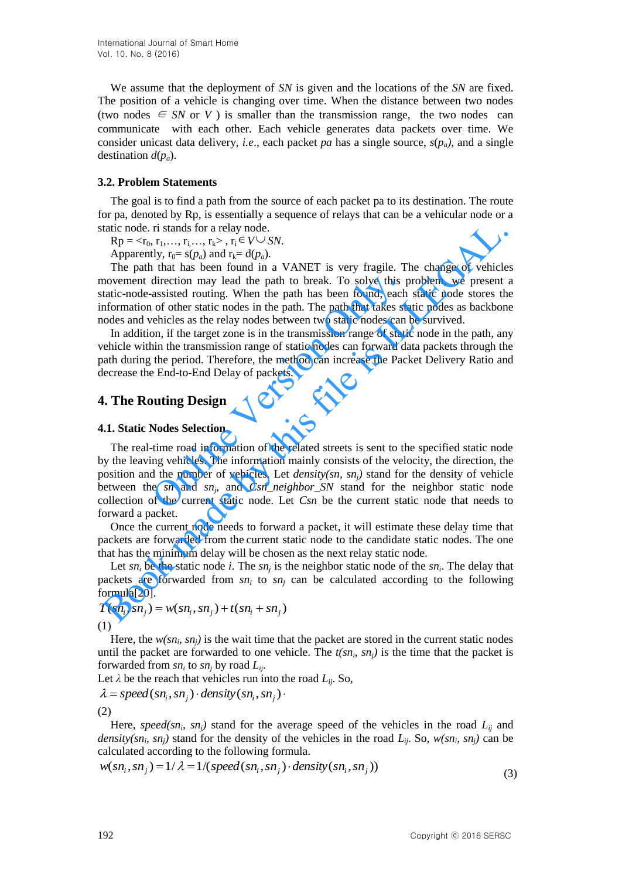We assume that the deployment of *SN* is given and the locations of the *SN* are fixed. The position of a vehicle is changing over time. When the distance between two nodes (two nodes $\in SN$ or $V$ ) is smaller than the transmission range, the two nodes can communicate with each other. Each vehicle generates data packets over time. We consider unicast data delivery, *i.e*., each packet *pa* has a single source, $s(p_a)$, and a single destination $d(p_a)$.

### 3.2. Problem Statements

The goal is to find a path from the source of each packet pa to its destination. The route for pa, denoted by Rp, is essentially a sequence of relays that can be a vehicular node or a static node. ri stands for a relay node.

Rp = $<r_0, r_1, \ldots, r_i, \ldots, r_k>$ , $r_i \in V \cup SN$.

Apparently, $r_0 = s(p_a)$ and $r_k = d(p_a)$.

The path that has been found in a VANET is very fragile. The change of vehicles movement direction may lead the path to break. To solve this problem, we present a static-node-assisted routing. When the path has been found, each static node stores the information of other static nodes in the path. The path that takes static nodes as backbone nodes and vehicles as the relay nodes between two static nodes can be survived.

In addition, if the target zone is in the transmission range of static node in the path, any vehicle within the transmission range of static nodes can forward data packets through the path during the period. Therefore, the method can increase the Packet Delivery Ratio and decrease the End-to-End Delay of packets.

## 4. The Routing Design

### 4.1. Static Nodes Selection

The real-time road information of the related streets is sent to the specified static node by the leaving vehicles. The information mainly consists of the velocity, the direction, the position and the number of vehicles. Let *density(sn, sn$_j$)* stand for the density of vehicle between the *sn* and *sn$_j$*, and *Csn_neighbor_SN* stand for the neighbor static node collection of the current static node. Let *Csn* be the current static node that needs to forward a packet.

Once the current node needs to forward a packet, it will estimate these delay time that packets are forwarded from the current static node to the candidate static nodes. The one that has the minimum delay will be chosen as the next relay static node.

Let $sn_i$ be the static node *i*. The $sn_j$ is the neighbor static node of the $sn_i$. The delay that packets are forwarded from $sn_i$ to $sn_j$ can be calculated according to the following formula[20].

$$T(sn_i, sn_j) = w(sn_i, sn_j) + t(sn_i + sn_j) \tag{1}$$

Here, the $w(sn_i, sn_j)$ is the wait time that the packet are stored in the current static nodes until the packet are forwarded to one vehicle. The $t(sn_i, sn_j)$ is the time that the packet is forwarded from $sn_i$ to $sn_j$ by road $L_{ij}$.

Let $\lambda$ be the reach that vehicles run into the road $L_{ij}$. So,

$$\lambda = speed(sn_i, sn_j) \cdot density(sn_i, sn_j) \cdot \tag{2}$$

Here, $speed(sn_i, sn_j)$ stand for the average speed of the vehicles in the road $L_{ij}$ and $density(sn_i, sn_j)$ stand for the density of the vehicles in the road $L_{ij}$. So, $w(sn_i, sn_j)$ can be calculated according to the following formula.

$$w(sn_i, sn_j) = 1/\lambda = 1/(speed(sn_i, sn_j) \cdot density(sn_i, sn_j)) \tag{3}$$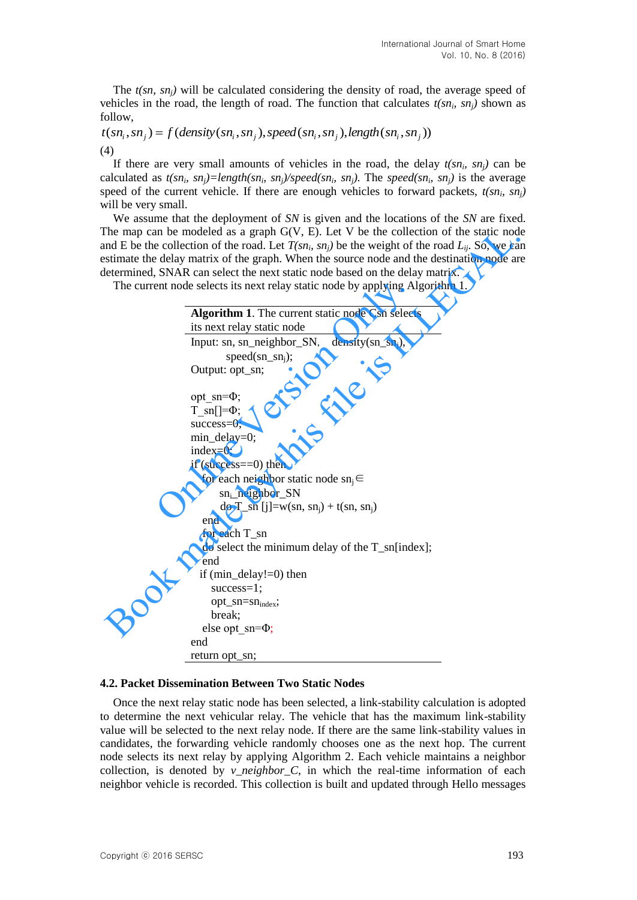The $t(sn, sn_j)$ will be calculated considering the density of road, the average speed of vehicles in the road, the length of road. The function that calculates $t(sn_i, sn_j)$ shown as follow,

$$t(sn_i, sn_j) = f(density(sn_i, sn_j), speed(sn_i, sn_j), length(sn_i, sn_j)) \quad (4)$$

If there are very small amounts of vehicles in the road, the delay $t(sn_i, sn_j)$ can be calculated as $t(sn_i, sn_j)=length(sn_i, sn_j)/speed(sn_i, sn_j)$. The $speed(sn_i, sn_j)$ is the average speed of the current vehicle. If there are enough vehicles to forward packets, $t(sn_i, sn_j)$ will be very small.

We assume that the deployment of *SN* is given and the locations of the *SN* are fixed. The map can be modeled as a graph G(V, E). Let V be the collection of the static node and E be the collection of the road. Let $T(sn_i, sn_j)$ be the weight of the road $L_{ij}$. So, we can estimate the delay matrix of the graph. When the source node and the destination node are determined, SNAR can select the next static node based on the delay matrix.

The current node selects its next relay static node by applying Algorithm 1.

**Algorithm 1**. The current static node Csn selects its next relay static node

```
Input: sn, sn_neighbor_SN,   density(sn_snj),
        speed(sn_snj);
Output: opt_sn;

opt_sn=Φ;
T_sn[]=Φ;
success=0;
min_delay=0;
index=0;
if (success==0) then
   for each neighbor static node snj∈
        sni_neighbor_SN
        do T_sn [j]=w(sn, snj) + t(sn, snj)
   end
   for each T_sn
   do select the minimum delay of the T_sn[index];
   end
  if (min_delay!=0) then
     success=1;
     opt_sn=sn_index;
     break;
   else opt_sn=Φ;
end
return opt_sn;
```

### 4.2. Packet Dissemination Between Two Static Nodes

Once the next relay static node has been selected, a link-stability calculation is adopted to determine the next vehicular relay. The vehicle that has the maximum link-stability value will be selected to the next relay node. If there are the same link-stability values in candidates, the forwarding vehicle randomly chooses one as the next hop. The current node selects its next relay by applying Algorithm 2. Each vehicle maintains a neighbor collection, is denoted by *v_neighbor_C*, in which the real-time information of each neighbor vehicle is recorded. This collection is built and updated through Hello messages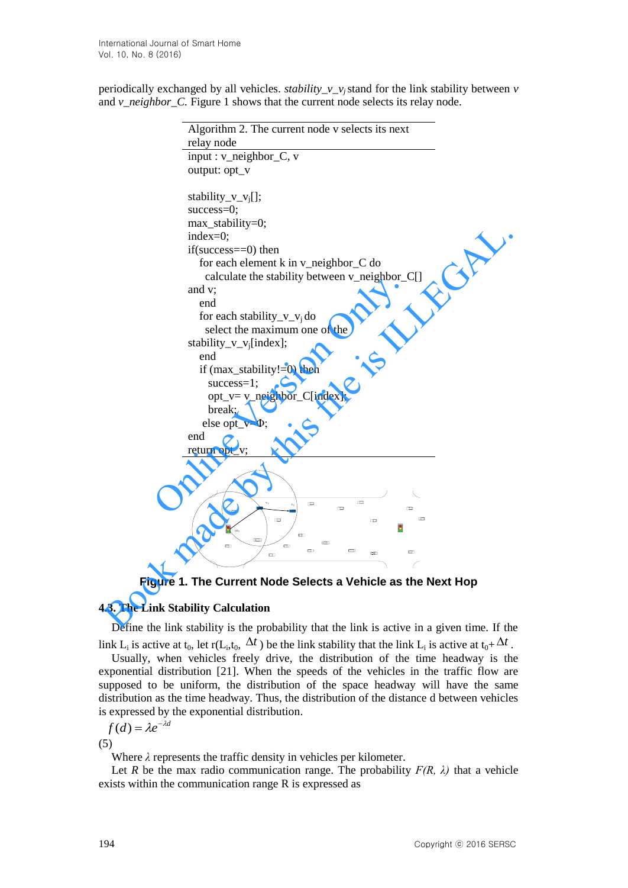periodically exchanged by all vehicles. *stability_v_v$_j$* stand for the link stability between *v* and *v_neighbor_C.* Figure 1 shows that the current node selects its relay node.

```
Algorithm 2. The current node v selects its next relay node
input : v_neighbor_C, v
output: opt_v

stability_v_vj[];
success=0;
max_stability=0;
index=0;
if(success==0) then
   for each element k in v_neighbor_C do
     calculate the stability between v_neighbor_C[] and v;
   end
   for each stability_v_vj do
     select the maximum one of the stability_v_vj[index];
   end
   if (max_stability!=0) then
     success=1;
     opt_v= v_neighbor_C[index];
     break;
   else opt_v=Φ;
end
return opt_v;
```

**Figure 1. The Current Node Selects a Vehicle as the Next Hop**

### 4.3. The Link Stability Calculation

Define the link stability is the probability that the link is active in a given time. If the link $L_i$ is active at $t_0$, let $r(L_i, t_0, \Delta t)$ be the link stability that the link $L_i$ is active at $t_0 + \Delta t$.

Usually, when vehicles freely drive, the distribution of the time headway is the exponential distribution [21]. When the speeds of the vehicles in the traffic flow are supposed to be uniform, the distribution of the space headway will have the same distribution as the time headway. Thus, the distribution of the distance d between vehicles is expressed by the exponential distribution.

$$f(d) = \lambda e^{-\lambda d} \tag{5}$$

Where $\lambda$ represents the traffic density in vehicles per kilometer.

Let $R$ be the max radio communication range. The probability $F(R, \lambda)$ that a vehicle exists within the communication range R is expressed as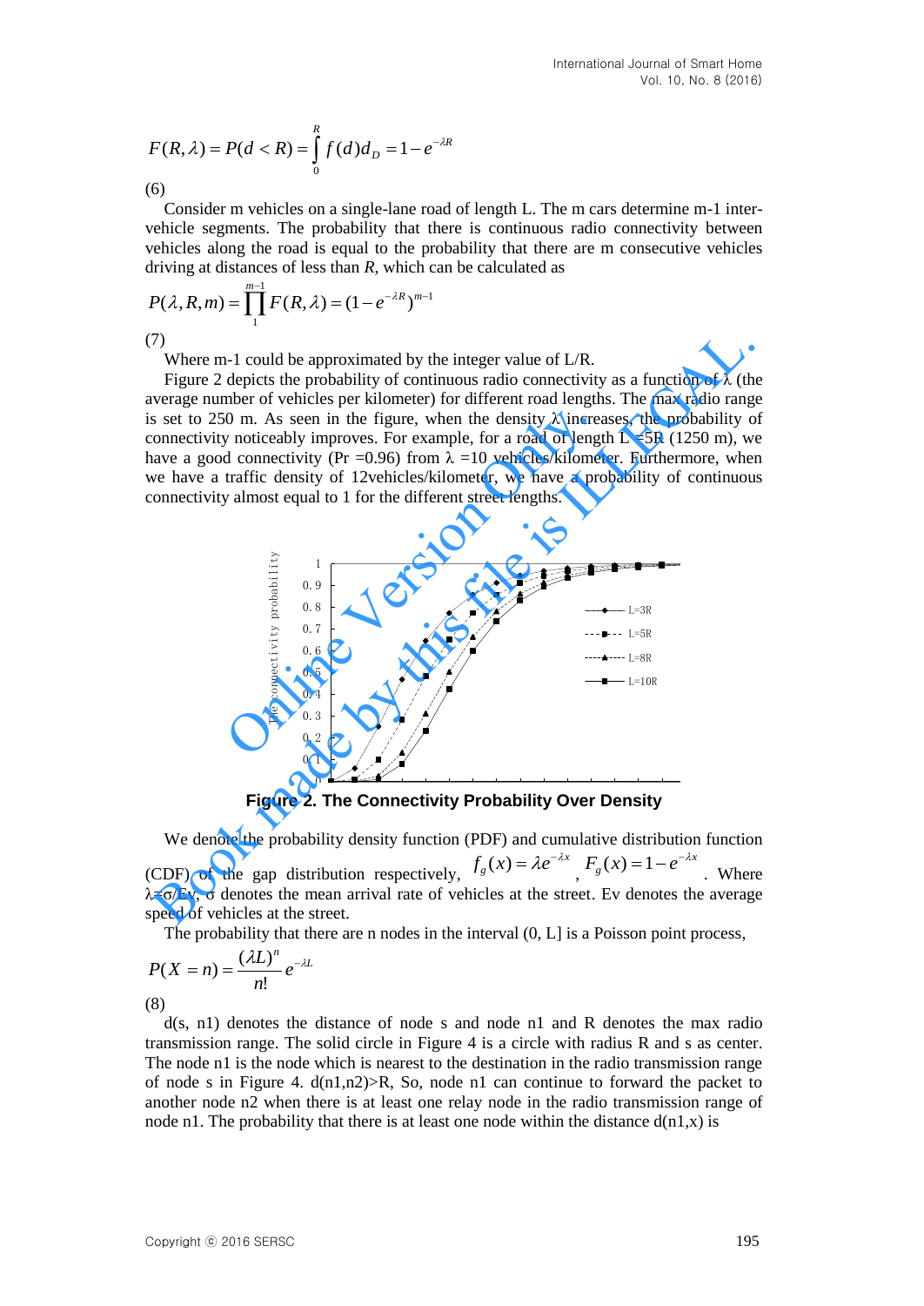$$F(R,\lambda) = P(d < R) = \int_0^R f(d) d_D = 1 - e^{-\lambda R}$$

(6)

Consider m vehicles on a single-lane road of length L. The m cars determine m-1 inter-vehicle segments. The probability that there is continuous radio connectivity between vehicles along the road is equal to the probability that there are m consecutive vehicles driving at distances of less than *R*, which can be calculated as

$$P(\lambda, R, m) = \prod_1^{m-1} F(R,\lambda) = (1 - e^{-\lambda R})^{m-1}$$

(7)

Where m-1 could be approximated by the integer value of L/R.

Figure 2 depicts the probability of continuous radio connectivity as a function of λ (the average number of vehicles per kilometer) for different road lengths. The max radio range is set to 250 m. As seen in the figure, when the density λ increases, the probability of connectivity noticeably improves. For example, for a road of length L =5R (1250 m), we have a good connectivity (Pr =0.96) from λ =10 vehicles/kilometer. Furthermore, when we have a traffic density of 12vehicles/kilometer, we have a probability of continuous connectivity almost equal to 1 for the different street lengths.

**Figure 2. The Connectivity Probability Over Density**

We denote the probability density function (PDF) and cumulative distribution function (CDF) of the gap distribution respectively, $f_g(x) = \lambda e^{-\lambda x}$ , $F_g(x) = 1 - e^{-\lambda x}$ . Where $\lambda = \sigma / Ev$, σ denotes the mean arrival rate of vehicles at the street. Ev denotes the average speed of vehicles at the street.

The probability that there are n nodes in the interval (0, L] is a Poisson point process,

$$P(X = n) = \frac{(\lambda L)^n}{n!} e^{-\lambda L}$$

(8)

d(s, n1) denotes the distance of node s and node n1 and R denotes the max radio transmission range. The solid circle in Figure 4 is a circle with radius R and s as center. The node n1 is the node which is nearest to the destination in the radio transmission range of node s in Figure 4. d(n1,n2)>R, So, node n1 can continue to forward the packet to another node n2 when there is at least one relay node in the radio transmission range of node n1. The probability that there is at least one node within the distance d(n1,x) is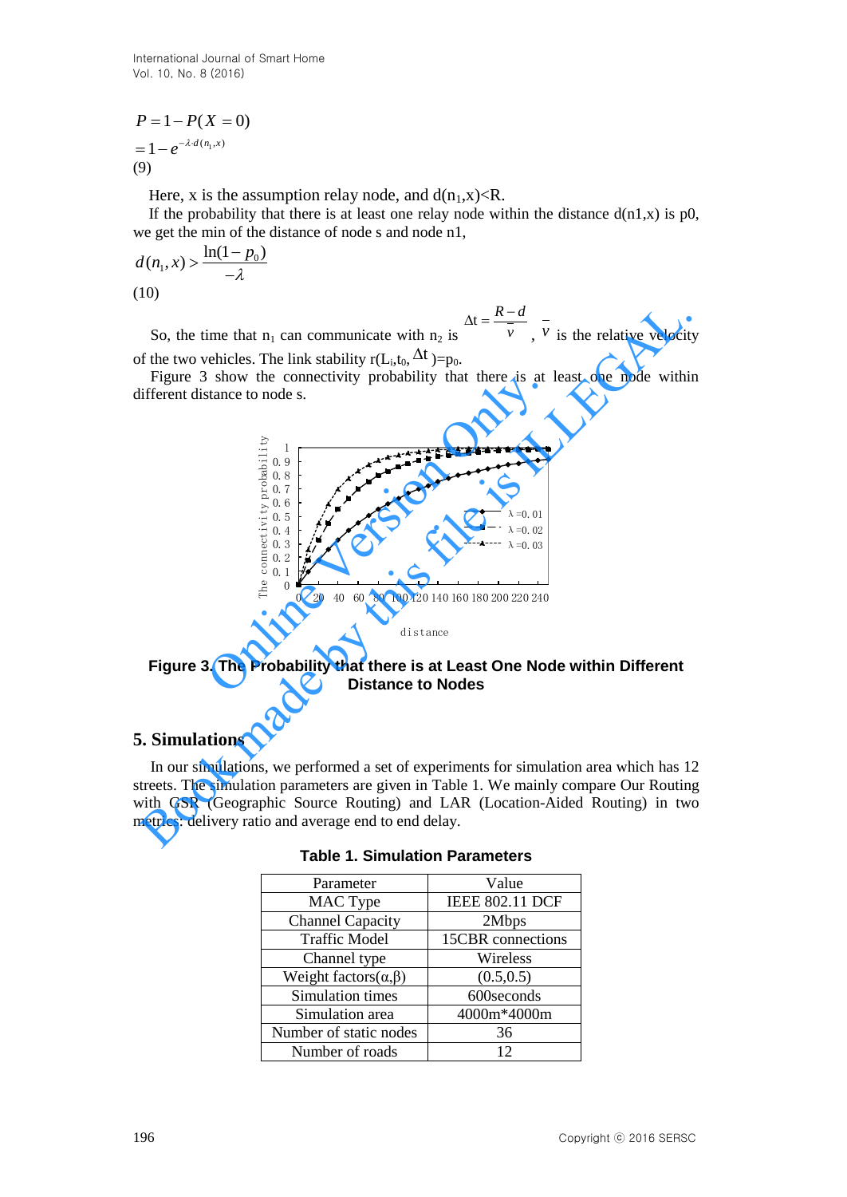$$P = 1 - P(X = 0)$$
$$= 1 - e^{-\lambda \cdot d(n_1, x)}$$
(9)

Here, x is the assumption relay node, and $d(n_1,x)<R$.

If the probability that there is at least one relay node within the distance d(n1,x) is p0, we get the min of the distance of node s and node n1,

$$d(n_1, x) > \frac{\ln(1 - p_0)}{-\lambda}$$
(10)

So, the time that $n_1$ can communicate with $n_2$ is $\Delta t = \frac{R-d}{\bar{v}}$, $\bar{v}$ is the relative velocity of the two vehicles. The link stability $r(L_i, t_0, \Delta t) = p_0$.

Figure 3 show the connectivity probability that there is at least one node within different distance to node s.

**Figure 3. The Probability that there is at Least One Node within Different Distance to Nodes**

## 5. Simulations

In our simulations, we performed a set of experiments for simulation area which has 12 streets. The simulation parameters are given in Table 1. We mainly compare Our Routing with GSR (Geographic Source Routing) and LAR (Location-Aided Routing) in two metrics: delivery ratio and average end to end delay.

**Table 1. Simulation Parameters**

| Parameter | Value |
|---|---|
| MAC Type | IEEE 802.11 DCF |
| Channel Capacity | 2Mbps |
| Traffic Model | 15CBR connections |
| Channel type | Wireless |
| Weight factors($\alpha$,$\beta$) | (0.5,0.5) |
| Simulation times | 600seconds |
| Simulation area | 4000m*4000m |
| Number of static nodes | 36 |
| Number of roads | 12 |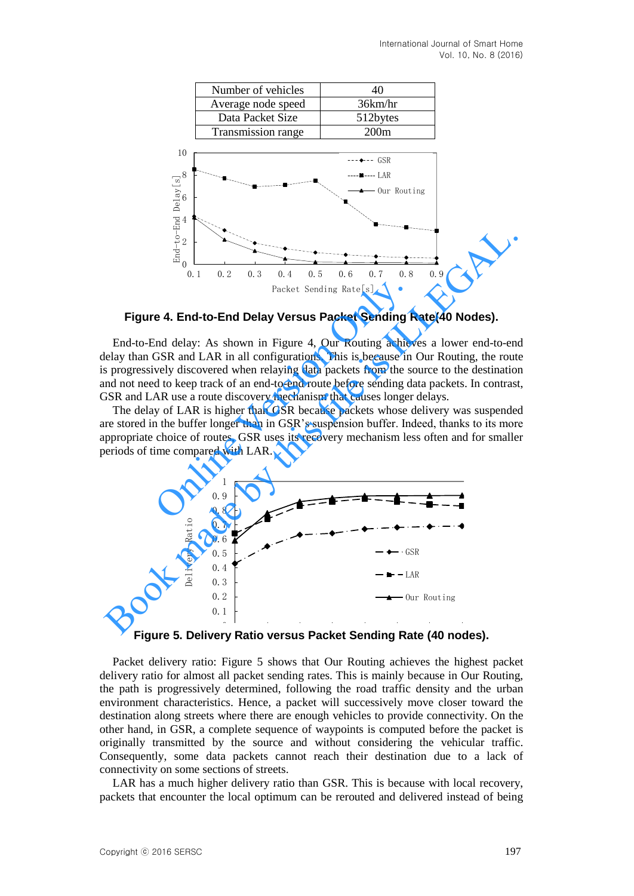| Number of vehicles | 40 |
|---|---|
| Average node speed | 36km/hr |
| Data Packet Size | 512bytes |
| Transmission range | 200m |

**Figure 4. End-to-End Delay Versus Packet Sending Rate(40 Nodes).**

End-to-End delay: As shown in Figure 4, Our Routing achieves a lower end-to-end delay than GSR and LAR in all configurations. This is because in Our Routing, the route is progressively discovered when relaying data packets from the source to the destination and not need to keep track of an end-to-end route before sending data packets. In contrast, GSR and LAR use a route discovery mechanism that causes longer delays.

The delay of LAR is higher than GSR because packets whose delivery was suspended are stored in the buffer longer than in GSR's suspension buffer. Indeed, thanks to its more appropriate choice of routes, GSR uses its recovery mechanism less often and for smaller periods of time compared with LAR.

**Figure 5. Delivery Ratio versus Packet Sending Rate (40 nodes).**

Packet delivery ratio: Figure 5 shows that Our Routing achieves the highest packet delivery ratio for almost all packet sending rates. This is mainly because in Our Routing, the path is progressively determined, following the road traffic density and the urban environment characteristics. Hence, a packet will successively move closer toward the destination along streets where there are enough vehicles to provide connectivity. On the other hand, in GSR, a complete sequence of waypoints is computed before the packet is originally transmitted by the source and without considering the vehicular traffic. Consequently, some data packets cannot reach their destination due to a lack of connectivity on some sections of streets.

LAR has a much higher delivery ratio than GSR. This is because with local recovery, packets that encounter the local optimum can be rerouted and delivered instead of being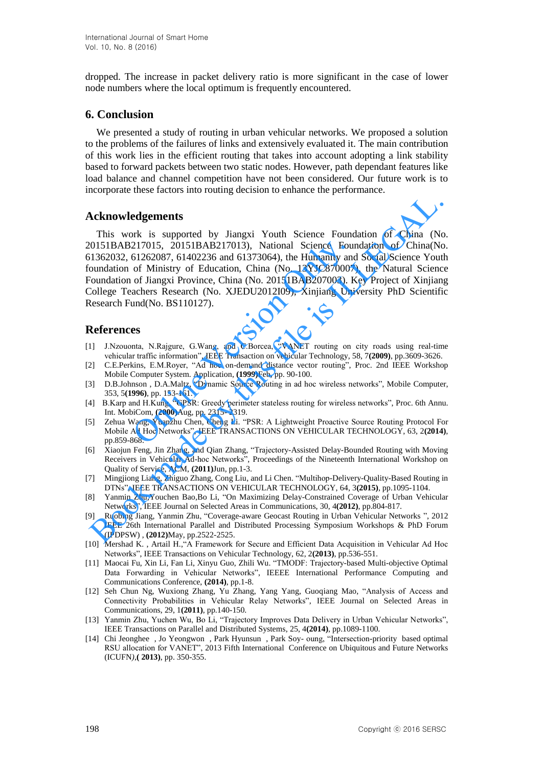dropped. The increase in packet delivery ratio is more significant in the case of lower node numbers where the local optimum is frequently encountered.

## 6. Conclusion

We presented a study of routing in urban vehicular networks. We proposed a solution to the problems of the failures of links and extensively evaluated it. The main contribution of this work lies in the efficient routing that takes into account adopting a link stability based to forward packets between two static nodes. However, path dependant features like load balance and channel competition have not been considered. Our future work is to incorporate these factors into routing decision to enhance the performance.

## Acknowledgements

This work is supported by Jiangxi Youth Science Foundation of China (No. 20151BAB217015, 20151BAB217013), National Science Foundation of China(No. 61362032, 61262087, 61402236 and 61373064), the Humanity and Social Science Youth foundation of Ministry of Education, China (No. 12YJC870007), the Natural Science Foundation of Jiangxi Province, China (No. 20151BAB207003). Key Project of Xinjiang College Teachers Research (No. XJEDU2012I09), Xinjiang University PhD Scientific Research Fund(No. BS110127).

## References

[1] J.Nzouonta, N.Rajgure, G.Wang, and C.Borcea, "VANET routing on city roads using real-time vehicular traffic information", IEEE Transaction on vehicular Technology, 58, 7**(2009)**, pp.3609-3626.

[2] C.E.Perkins, E.M.Royer, "Ad hoc on-demand distance vector routing", Proc. 2nd IEEE Workshop Mobile Computer System. Application, **(1999)**Feb, pp. 90-100.

[3] D.B.Johnson , D.A.Maltz, "Dynamic Source Routing in ad hoc wireless networks", Mobile Computer, 353, 5**(1996)**, pp. 153-161.

[4] B.Karp and H.Kung, "GPSR: Greedy perimeter stateless routing for wireless networks", Proc. 6th Annu. Int. MobiCom, **(2000)**Aug, pp. 2315-2319.

[5] Zehua Wang, Yuanzhu Chen, Cheng Li. "PSR: A Lightweight Proactive Source Routing Protocol For Mobile Ad Hoc Networks", IEEE TRANSACTIONS ON VEHICULAR TECHNOLOGY, 63, 2**(2014)**, pp.859-868.

[6] Xiaojun Feng, Jin Zhang, and Qian Zhang, "Trajectory-Assisted Delay-Bounded Routing with Moving Receivers in Vehicular Ad-hoc Networks", Proceedings of the Nineteenth International Workshop on Quality of Service, ACM, **(2011)**Jun, pp.1-3.

[7] Mingjiong Liang, Zhiguo Zhang, Cong Liu, and Li Chen. "Multihop-Delivery-Quality-Based Routing in DTNs", IEEE TRANSACTIONS ON VEHICULAR TECHNOLOGY, 64, 3**(2015)**, pp.1095-1104.

[8] Yanmin Zhu,Youchen Bao,Bo Li, "On Maximizing Delay-Constrained Coverage of Urban Vehicular Networks", IEEE Journal on Selected Areas in Communications, 30, 4**(2012)**, pp.804-817.

[9] Ruobing Jiang, Yanmin Zhu, "Coverage-aware Geocast Routing in Urban Vehicular Networks ", 2012 IEEE 26th International Parallel and Distributed Processing Symposium Workshops & PhD Forum (IPDPSW) , **(2012)**May, pp.2522-2525.

[10] Mershad K. , Artail H.,"A Framework for Secure and Efficient Data Acquisition in Vehicular Ad Hoc Networks", IEEE Transactions on Vehicular Technology, 62, 2**(2013)**, pp.536-551.

[11] Maocai Fu, Xin Li, Fan Li, Xinyu Guo, Zhili Wu. "TMODF: Trajectory-based Multi-objective Optimal Data Forwarding in Vehicular Networks", IEEEE International Performance Computing and Communications Conference, **(2014)**, pp.1-8.

[12] Seh Chun Ng, Wuxiong Zhang, Yu Zhang, Yang Yang, Guoqiang Mao, "Analysis of Access and Connectivity Probabilities in Vehicular Relay Networks", IEEE Journal on Selected Areas in Communications, 29, 1**(2011)**, pp.140-150.

[13] Yanmin Zhu, Yuchen Wu, Bo Li, "Trajectory Improves Data Delivery in Urban Vehicular Networks", IEEE Transactions on Parallel and Distributed Systems, 25, 4**(2014)**, pp.1089-1100.

[14] Chi Jeonghee , Jo Yeongwon , Park Hyunsun , Park Soy- oung, "Intersection-priority based optimal RSU allocation for VANET", 2013 Fifth International Conference on Ubiquitous and Future Networks (ICUFN),**( 2013)**, pp. 350-355.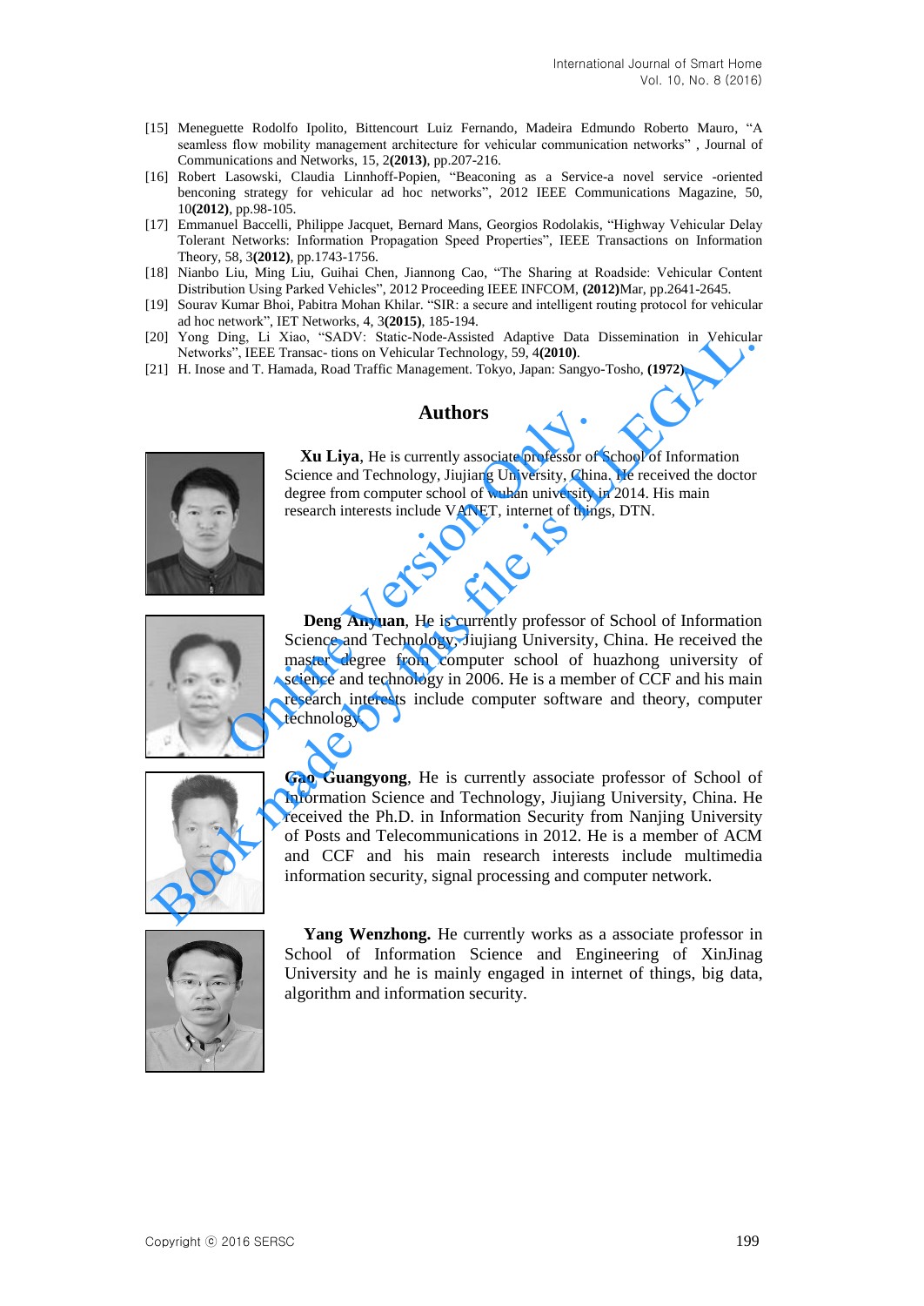[15] Meneguette Rodolfo Ipolito, Bittencourt Luiz Fernando, Madeira Edmundo Roberto Mauro, "A seamless flow mobility management architecture for vehicular communication networks" , Journal of Communications and Networks, 15, 2**(2013)**, pp.207-216.

[16] Robert Lasowski, Claudia Linnhoff-Popien, "Beaconing as a Service-a novel service -oriented benconing strategy for vehicular ad hoc networks", 2012 IEEE Communications Magazine, 50, 10**(2012)**, pp.98-105.

[17] Emmanuel Baccelli, Philippe Jacquet, Bernard Mans, Georgios Rodolakis, "Highway Vehicular Delay Tolerant Networks: Information Propagation Speed Properties", IEEE Transactions on Information Theory, 58, 3**(2012)**, pp.1743-1756.

[18] Nianbo Liu, Ming Liu, Guihai Chen, Jiannong Cao, "The Sharing at Roadside: Vehicular Content Distribution Using Parked Vehicles", 2012 Proceeding IEEE INFCOM, **(2012)**Mar, pp.2641-2645.

[19] Sourav Kumar Bhoi, Pabitra Mohan Khilar. "SIR: a secure and intelligent routing protocol for vehicular ad hoc network", IET Networks, 4, 3**(2015)**, 185-194.

[20] Yong Ding, Li Xiao, "SADV: Static-Node-Assisted Adaptive Data Dissemination in Vehicular Networks", IEEE Transac- tions on Vehicular Technology, 59, 4**(2010)**.

[21] H. Inose and T. Hamada, Road Traffic Management. Tokyo, Japan: Sangyo-Tosho, **(1972)**.

## Authors

**Xu Liya**, He is currently associate professor of School of Information Science and Technology, Jiujiang University, China. He received the doctor degree from computer school of wuhan university in 2014. His main research interests include VANET, internet of things, DTN.

**Deng Anyuan**, He is currently professor of School of Information Science and Technology, Jiujiang University, China. He received the master degree from computer school of huazhong university of science and technology in 2006. He is a member of CCF and his main research interests include computer software and theory, computer technology.

**Gao Guangyong**, He is currently associate professor of School of Information Science and Technology, Jiujiang University, China. He received the Ph.D. in Information Security from Nanjing University of Posts and Telecommunications in 2012. He is a member of ACM and CCF and his main research interests include multimedia information security, signal processing and computer network.

**Yang Wenzhong.** He currently works as a associate professor in School of Information Science and Engineering of XinJinag University and he is mainly engaged in internet of things, big data, algorithm and information security.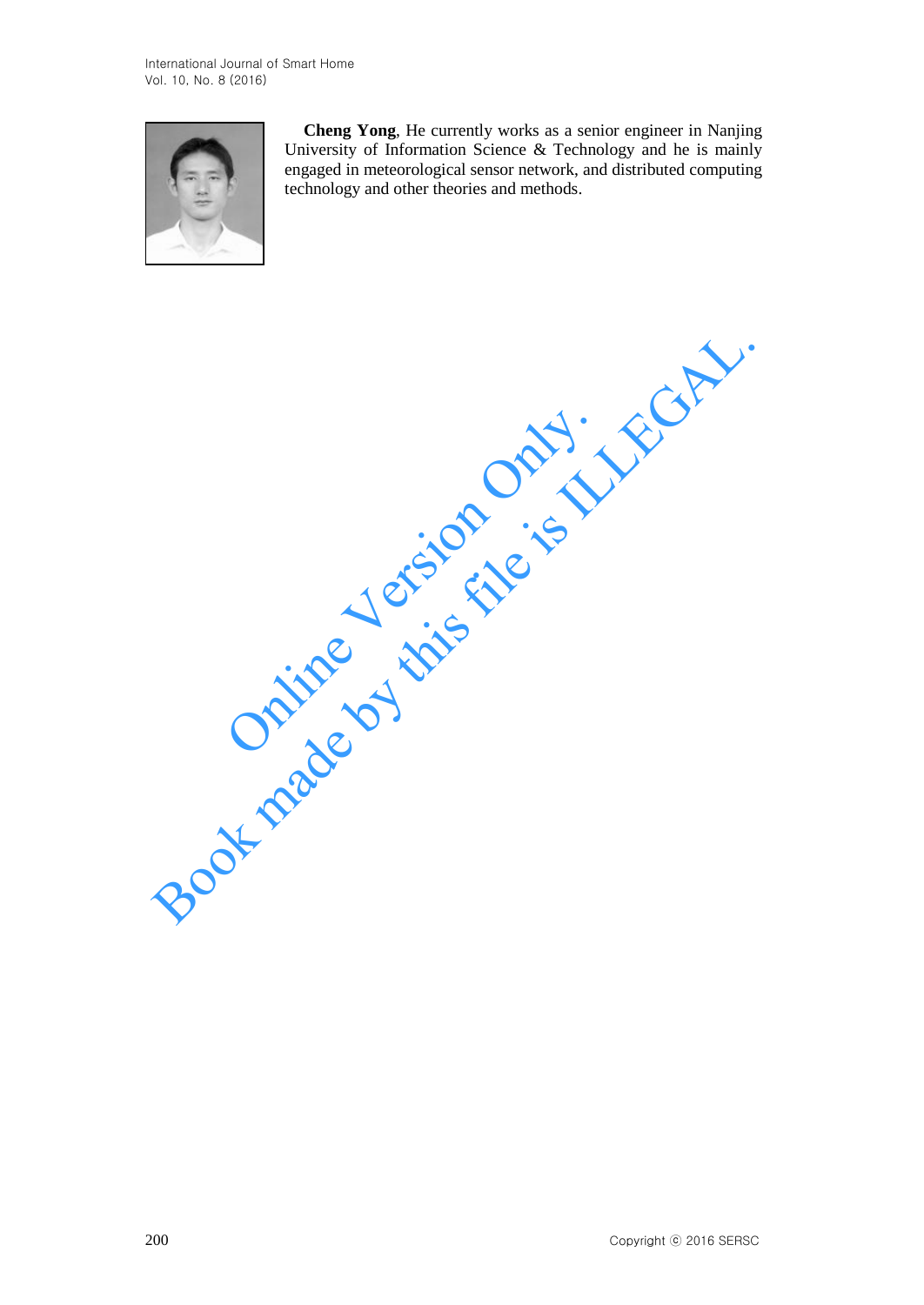**Cheng Yong**, He currently works as a senior engineer in Nanjing University of Information Science & Technology and he is mainly engaged in meteorological sensor network, and distributed computing technology and other theories and methods.